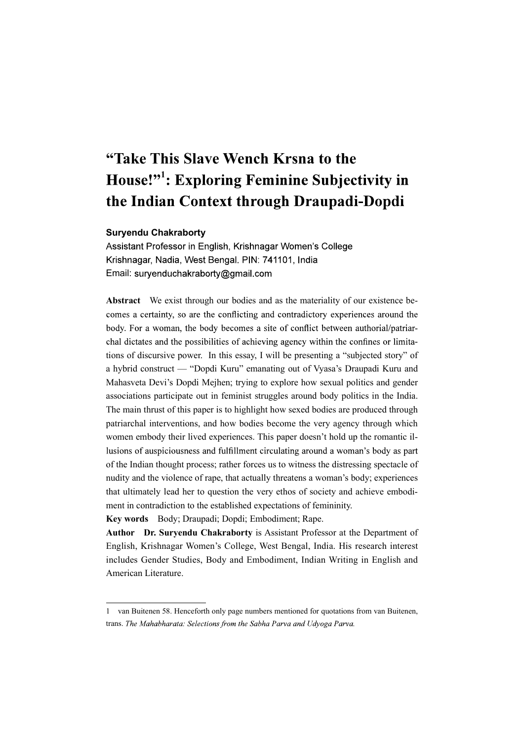# "Take This Slave Wench Krsna to the House!"[1]: Exploring Feminine Subjectivity in the Indian Context through Draupadi-Dopdi

**Suryendu Chakraborty**

Assistant Professor in English, Krishnagar Women's College
Krishnagar, Nadia, West Bengal. PIN: 741101, India
Email: suryenduchakraborty@gmail.com

**Abstract** We exist through our bodies and as the materiality of our existence becomes a certainty, so are the conflicting and contradictory experiences around the body. For a woman, the body becomes a site of conflict between authorial/patriarchal dictates and the possibilities of achieving agency within the confines or limitations of discursive power. In this essay, I will be presenting a "subjected story" of a hybrid construct — "Dopdi Kuru" emanating out of Vyasa's Draupadi Kuru and Mahasveta Devi's Dopdi Mejhen; trying to explore how sexual politics and gender associations participate out in feminist struggles around body politics in the India. The main thrust of this paper is to highlight how sexed bodies are produced through patriarchal interventions, and how bodies become the very agency through which women embody their lived experiences. This paper doesn't hold up the romantic illusions of auspiciousness and fulfillment circulating around a woman's body as part of the Indian thought process; rather forces us to witness the distressing spectacle of nudity and the violence of rape, that actually threatens a woman's body; experiences that ultimately lead her to question the very ethos of society and achieve embodiment in contradiction to the established expectations of femininity.

**Key words** Body; Draupadi; Dopdi; Embodiment; Rape.

**Author** **Dr. Suryendu Chakraborty** is Assistant Professor at the Department of English, Krishnagar Women's College, West Bengal, India. His research interest includes Gender Studies, Body and Embodiment, Indian Writing in English and American Literature.

---

1 van Buitenen 58. Henceforth only page numbers mentioned for quotations from van Buitenen, trans. *The Mahabharata: Selections from the Sabha Parva and Udyoga Parva.*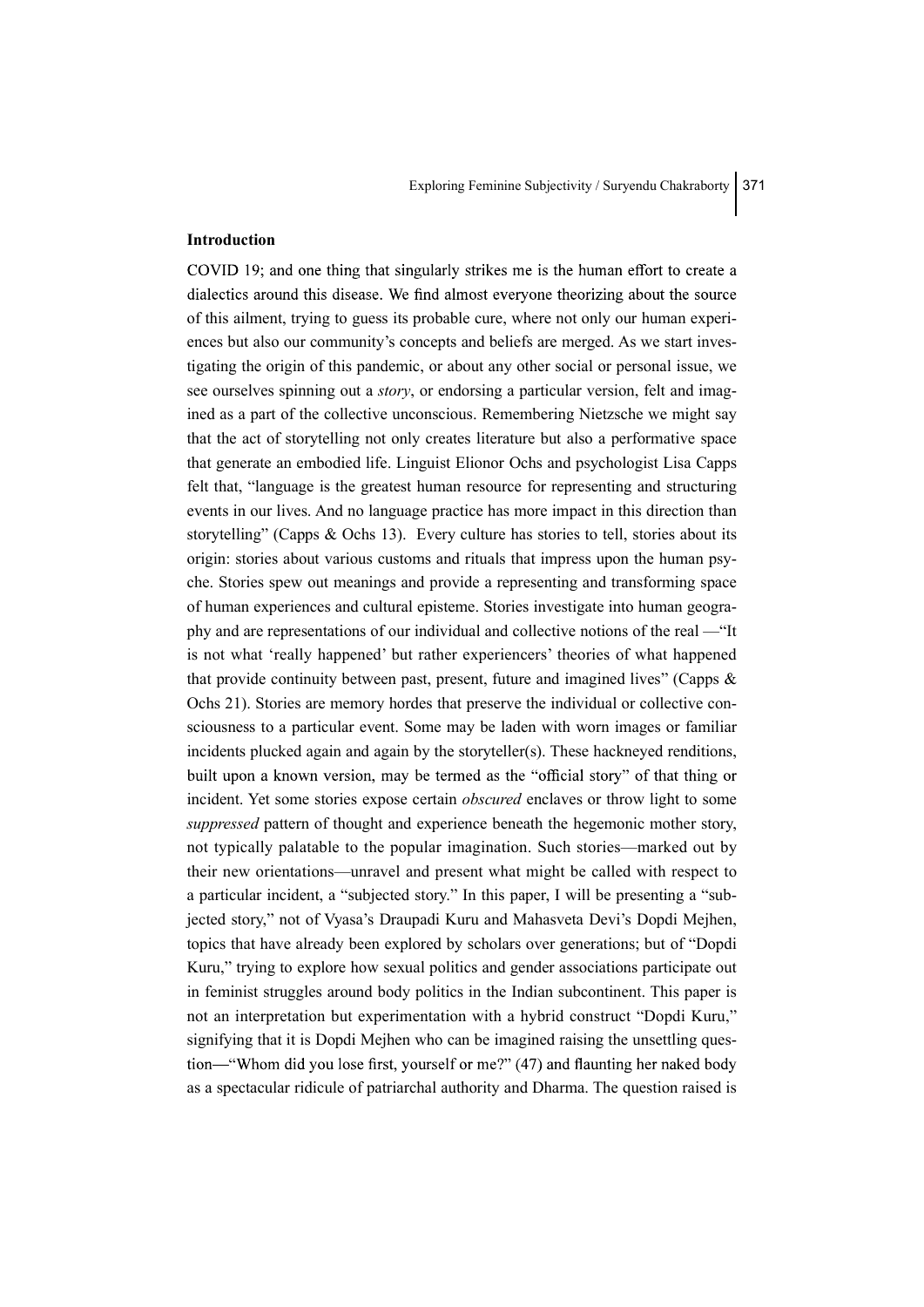### Introduction

COVID 19; and one thing that singularly strikes me is the human effort to create a dialectics around this disease. We find almost everyone theorizing about the source of this ailment, trying to guess its probable cure, where not only our human experiences but also our community's concepts and beliefs are merged. As we start investigating the origin of this pandemic, or about any other social or personal issue, we see ourselves spinning out a *story*, or endorsing a particular version, felt and imagined as a part of the collective unconscious. Remembering Nietzsche we might say that the act of storytelling not only creates literature but also a performative space that generate an embodied life. Linguist Elionor Ochs and psychologist Lisa Capps felt that, "language is the greatest human resource for representing and structuring events in our lives. And no language practice has more impact in this direction than storytelling" (Capps & Ochs 13). Every culture has stories to tell, stories about its origin: stories about various customs and rituals that impress upon the human psyche. Stories spew out meanings and provide a representing and transforming space of human experiences and cultural episteme. Stories investigate into human geography and are representations of our individual and collective notions of the real —"It is not what 'really happened' but rather experiencers' theories of what happened that provide continuity between past, present, future and imagined lives" (Capps & Ochs 21). Stories are memory hordes that preserve the individual or collective consciousness to a particular event. Some may be laden with worn images or familiar incidents plucked again and again by the storyteller(s). These hackneyed renditions, built upon a known version, may be termed as the "official story" of that thing or incident. Yet some stories expose certain *obscured* enclaves or throw light to some *suppressed* pattern of thought and experience beneath the hegemonic mother story, not typically palatable to the popular imagination. Such stories—marked out by their new orientations—unravel and present what might be called with respect to a particular incident, a "subjected story." In this paper, I will be presenting a "subjected story," not of Vyasa's Draupadi Kuru and Mahasveta Devi's Dopdi Mejhen, topics that have already been explored by scholars over generations; but of "Dopdi Kuru," trying to explore how sexual politics and gender associations participate out in feminist struggles around body politics in the Indian subcontinent. This paper is not an interpretation but experimentation with a hybrid construct "Dopdi Kuru," signifying that it is Dopdi Mejhen who can be imagined raising the unsettling question—"Whom did you lose first, yourself or me?" (47) and flaunting her naked body as a spectacular ridicule of patriarchal authority and Dharma. The question raised is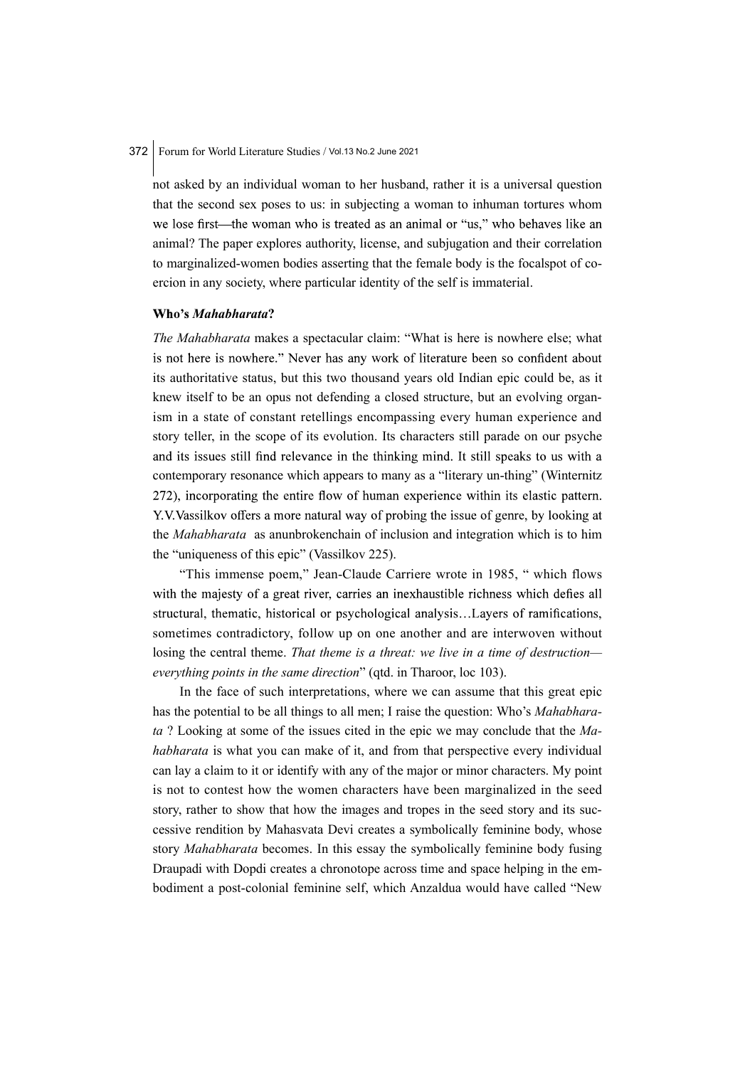not asked by an individual woman to her husband, rather it is a universal question that the second sex poses to us: in subjecting a woman to inhuman tortures whom we lose first—the woman who is treated as an animal or "us," who behaves like an animal? The paper explores authority, license, and subjugation and their correlation to marginalized-women bodies asserting that the female body is the focalspot of coercion in any society, where particular identity of the self is immaterial.

### Who's *Mahabharata*?

*The Mahabharata* makes a spectacular claim: "What is here is nowhere else; what is not here is nowhere." Never has any work of literature been so confident about its authoritative status, but this two thousand years old Indian epic could be, as it knew itself to be an opus not defending a closed structure, but an evolving organism in a state of constant retellings encompassing every human experience and story teller, in the scope of its evolution. Its characters still parade on our psyche and its issues still find relevance in the thinking mind. It still speaks to us with a contemporary resonance which appears to many as a "literary un-thing" (Winternitz 272), incorporating the entire flow of human experience within its elastic pattern. Y.V.Vassilkov offers a more natural way of probing the issue of genre, by looking at the *Mahabharata* as anunbrokenchain of inclusion and integration which is to him the "uniqueness of this epic" (Vassilkov 225).

"This immense poem," Jean-Claude Carriere wrote in 1985, " which flows with the majesty of a great river, carries an inexhaustible richness which defies all structural, thematic, historical or psychological analysis…Layers of ramifications, sometimes contradictory, follow up on one another and are interwoven without losing the central theme. *That theme is a threat: we live in a time of destruction—everything points in the same direction*" (qtd. in Tharoor, loc 103).

In the face of such interpretations, where we can assume that this great epic has the potential to be all things to all men; I raise the question: Who's *Mahabharata* ? Looking at some of the issues cited in the epic we may conclude that the *Mahabharata* is what you can make of it, and from that perspective every individual can lay a claim to it or identify with any of the major or minor characters. My point is not to contest how the women characters have been marginalized in the seed story, rather to show that how the images and tropes in the seed story and its successive rendition by Mahasvata Devi creates a symbolically feminine body, whose story *Mahabharata* becomes. In this essay the symbolically feminine body fusing Draupadi with Dopdi creates a chronotope across time and space helping in the embodiment a post-colonial feminine self, which Anzaldua would have called "New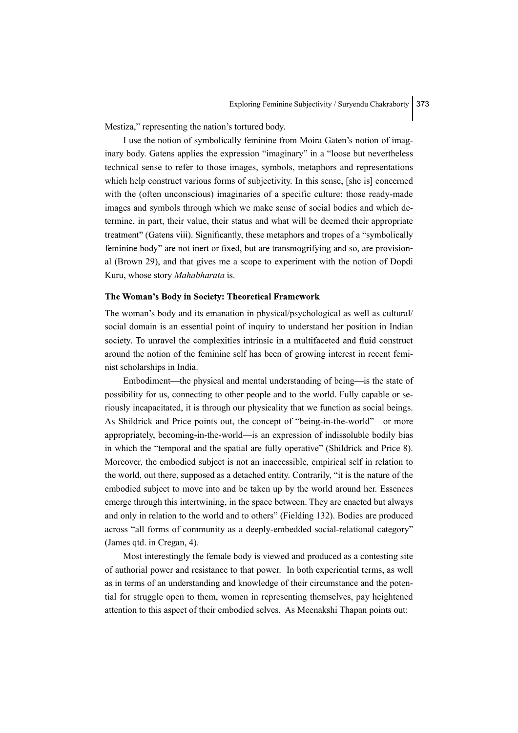Mestiza," representing the nation's tortured body.

I use the notion of symbolically feminine from Moira Gaten's notion of imaginary body. Gatens applies the expression "imaginary" in a "loose but nevertheless technical sense to refer to those images, symbols, metaphors and representations which help construct various forms of subjectivity. In this sense, [she is] concerned with the (often unconscious) imaginaries of a specific culture: those ready-made images and symbols through which we make sense of social bodies and which determine, in part, their value, their status and what will be deemed their appropriate treatment" (Gatens viii). Significantly, these metaphors and tropes of a "symbolically feminine body" are not inert or fixed, but are transmogrifying and so, are provisional (Brown 29), and that gives me a scope to experiment with the notion of Dopdi Kuru, whose story *Mahabharata* is.

## The Woman's Body in Society: Theoretical Framework

The woman's body and its emanation in physical/psychological as well as cultural/social domain is an essential point of inquiry to understand her position in Indian society. To unravel the complexities intrinsic in a multifaceted and fluid construct around the notion of the feminine self has been of growing interest in recent feminist scholarships in India.

Embodiment—the physical and mental understanding of being—is the state of possibility for us, connecting to other people and to the world. Fully capable or seriously incapacitated, it is through our physicality that we function as social beings. As Shildrick and Price points out, the concept of "being-in-the-world"—or more appropriately, becoming-in-the-world—is an expression of indissoluble bodily bias in which the "temporal and the spatial are fully operative" (Shildrick and Price 8). Moreover, the embodied subject is not an inaccessible, empirical self in relation to the world, out there, supposed as a detached entity. Contrarily, "it is the nature of the embodied subject to move into and be taken up by the world around her. Essences emerge through this intertwining, in the space between. They are enacted but always and only in relation to the world and to others" (Fielding 132). Bodies are produced across "all forms of community as a deeply-embedded social-relational category" (James qtd. in Cregan, 4).

Most interestingly the female body is viewed and produced as a contesting site of authorial power and resistance to that power. In both experiential terms, as well as in terms of an understanding and knowledge of their circumstance and the potential for struggle open to them, women in representing themselves, pay heightened attention to this aspect of their embodied selves. As Meenakshi Thapan points out: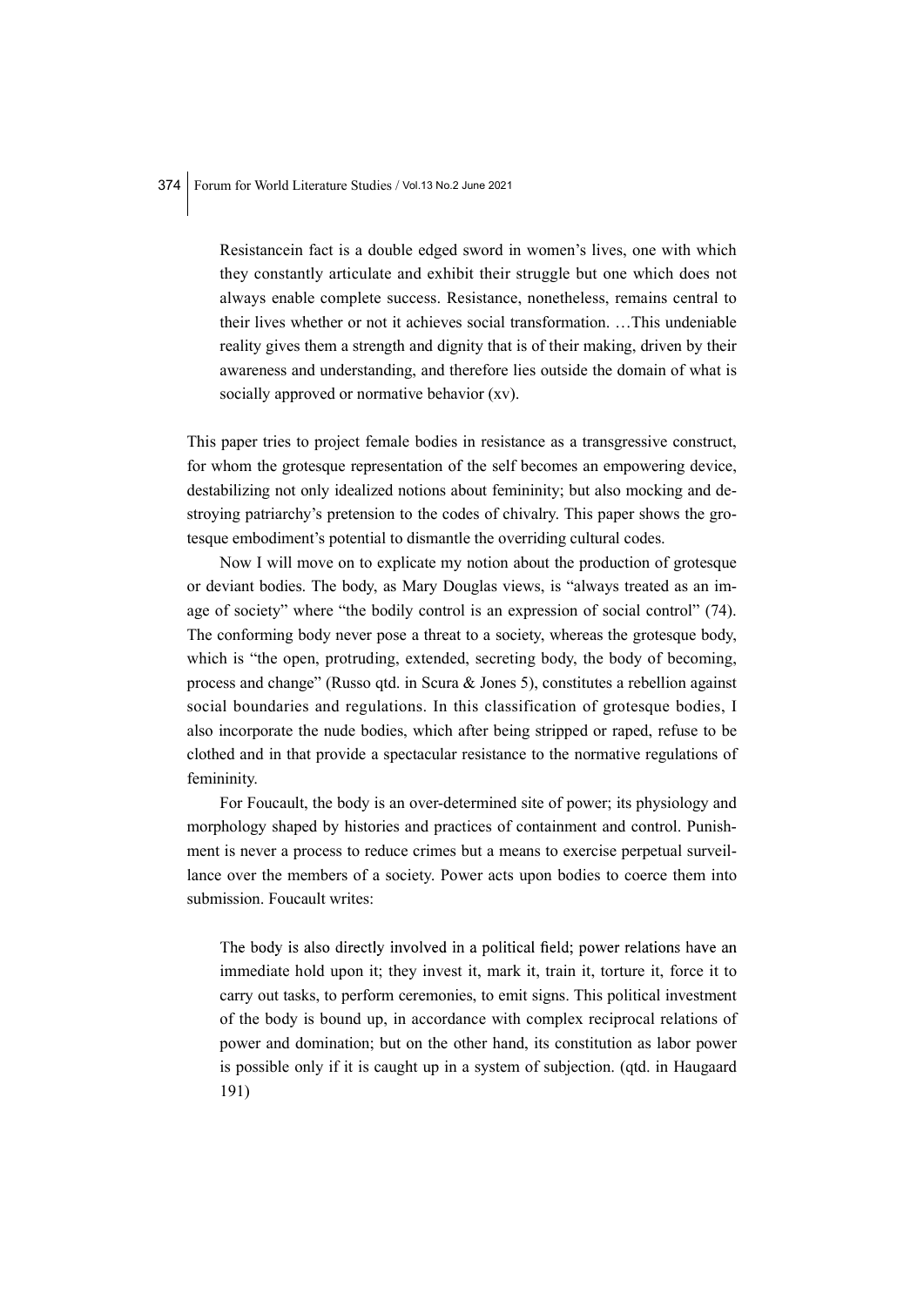> Resistancein fact is a double edged sword in women's lives, one with which they constantly articulate and exhibit their struggle but one which does not always enable complete success. Resistance, nonetheless, remains central to their lives whether or not it achieves social transformation. …This undeniable reality gives them a strength and dignity that is of their making, driven by their awareness and understanding, and therefore lies outside the domain of what is socially approved or normative behavior (xv).

This paper tries to project female bodies in resistance as a transgressive construct, for whom the grotesque representation of the self becomes an empowering device, destabilizing not only idealized notions about femininity; but also mocking and destroying patriarchy's pretension to the codes of chivalry. This paper shows the grotesque embodiment's potential to dismantle the overriding cultural codes.

Now I will move on to explicate my notion about the production of grotesque or deviant bodies. The body, as Mary Douglas views, is "always treated as an image of society" where "the bodily control is an expression of social control" (74). The conforming body never pose a threat to a society, whereas the grotesque body, which is "the open, protruding, extended, secreting body, the body of becoming, process and change" (Russo qtd. in Scura & Jones 5), constitutes a rebellion against social boundaries and regulations. In this classification of grotesque bodies, I also incorporate the nude bodies, which after being stripped or raped, refuse to be clothed and in that provide a spectacular resistance to the normative regulations of femininity.

For Foucault, the body is an over-determined site of power; its physiology and morphology shaped by histories and practices of containment and control. Punishment is never a process to reduce crimes but a means to exercise perpetual surveillance over the members of a society. Power acts upon bodies to coerce them into submission. Foucault writes:

> The body is also directly involved in a political field; power relations have an immediate hold upon it; they invest it, mark it, train it, torture it, force it to carry out tasks, to perform ceremonies, to emit signs. This political investment of the body is bound up, in accordance with complex reciprocal relations of power and domination; but on the other hand, its constitution as labor power is possible only if it is caught up in a system of subjection. (qtd. in Haugaard 191)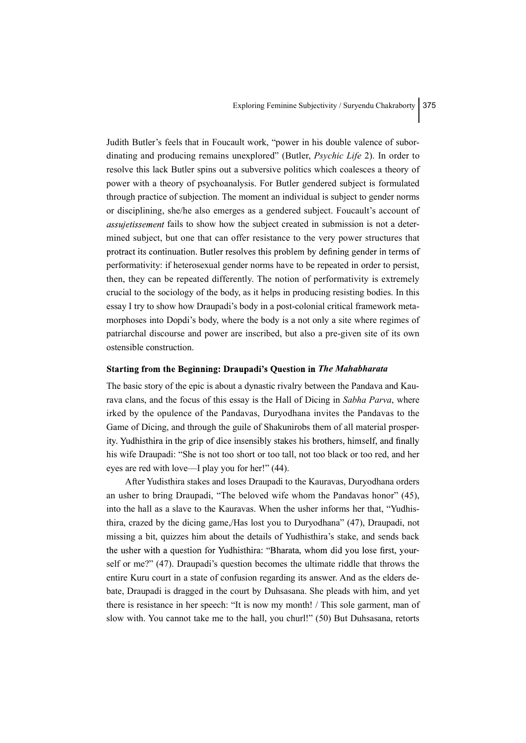Judith Butler's feels that in Foucault work, "power in his double valence of subordinating and producing remains unexplored" (Butler, *Psychic Life* 2). In order to resolve this lack Butler spins out a subversive politics which coalesces a theory of power with a theory of psychoanalysis. For Butler gendered subject is formulated through practice of subjection. The moment an individual is subject to gender norms or disciplining, she/he also emerges as a gendered subject. Foucault's account of *assujetissement* fails to show how the subject created in submission is not a determined subject, but one that can offer resistance to the very power structures that protract its continuation. Butler resolves this problem by defining gender in terms of performativity: if heterosexual gender norms have to be repeated in order to persist, then, they can be repeated differently. The notion of performativity is extremely crucial to the sociology of the body, as it helps in producing resisting bodies. In this essay I try to show how Draupadi's body in a post-colonial critical framework metamorphoses into Dopdi's body, where the body is a not only a site where regimes of patriarchal discourse and power are inscribed, but also a pre-given site of its own ostensible construction.

## Starting from the Beginning: Draupadi's Question in *The Mahabharata*

The basic story of the epic is about a dynastic rivalry between the Pandava and Kaurava clans, and the focus of this essay is the Hall of Dicing in *Sabha Parva*, where irked by the opulence of the Pandavas, Duryodhana invites the Pandavas to the Game of Dicing, and through the guile of Shakunirobs them of all material prosperity. Yudhisthira in the grip of dice insensibly stakes his brothers, himself, and finally his wife Draupadi: "She is not too short or too tall, not too black or too red, and her eyes are red with love—I play you for her!" (44).

After Yudisthira stakes and loses Draupadi to the Kauravas, Duryodhana orders an usher to bring Draupadi, "The beloved wife whom the Pandavas honor" (45), into the hall as a slave to the Kauravas. When the usher informs her that, "Yudhisthira, crazed by the dicing game,/Has lost you to Duryodhana" (47), Draupadi, not missing a bit, quizzes him about the details of Yudhisthira's stake, and sends back the usher with a question for Yudhisthira: "Bharata, whom did you lose first, yourself or me?" (47). Draupadi's question becomes the ultimate riddle that throws the entire Kuru court in a state of confusion regarding its answer. And as the elders debate, Draupadi is dragged in the court by Duhsasana. She pleads with him, and yet there is resistance in her speech: "It is now my month! / This sole garment, man of slow with. You cannot take me to the hall, you churl!" (50) But Duhsasana, retorts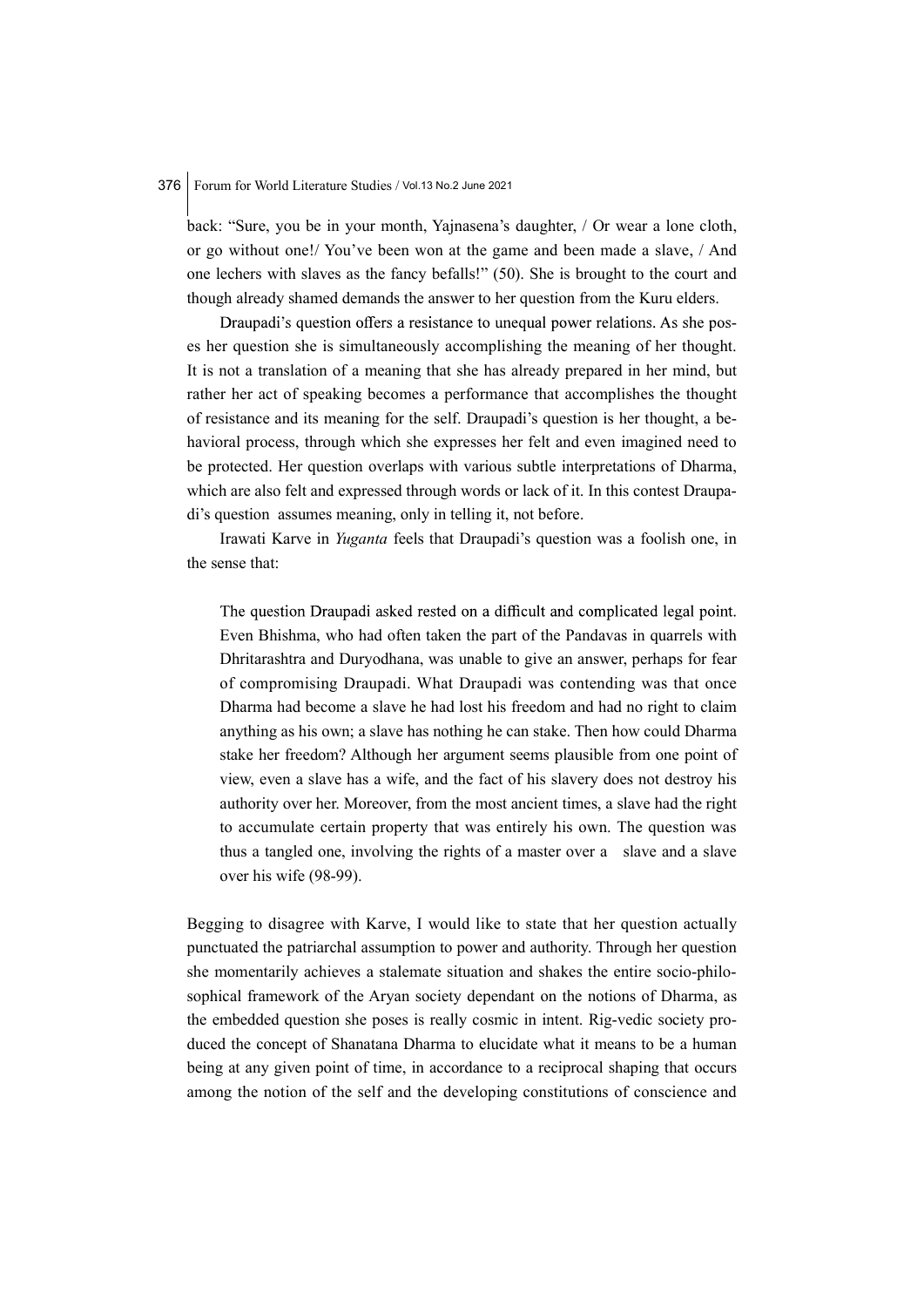back: "Sure, you be in your month, Yajnasena's daughter, / Or wear a lone cloth, or go without one!/ You've been won at the game and been made a slave, / And one lechers with slaves as the fancy befalls!" (50). She is brought to the court and though already shamed demands the answer to her question from the Kuru elders.

Draupadi's question offers a resistance to unequal power relations. As she poses her question she is simultaneously accomplishing the meaning of her thought. It is not a translation of a meaning that she has already prepared in her mind, but rather her act of speaking becomes a performance that accomplishes the thought of resistance and its meaning for the self. Draupadi's question is her thought, a behavioral process, through which she expresses her felt and even imagined need to be protected. Her question overlaps with various subtle interpretations of Dharma, which are also felt and expressed through words or lack of it. In this contest Draupadi's question assumes meaning, only in telling it, not before.

Irawati Karve in *Yuganta* feels that Draupadi's question was a foolish one, in the sense that:

> The question Draupadi asked rested on a difficult and complicated legal point. Even Bhishma, who had often taken the part of the Pandavas in quarrels with Dhritarashtra and Duryodhana, was unable to give an answer, perhaps for fear of compromising Draupadi. What Draupadi was contending was that once Dharma had become a slave he had lost his freedom and had no right to claim anything as his own; a slave has nothing he can stake. Then how could Dharma stake her freedom? Although her argument seems plausible from one point of view, even a slave has a wife, and the fact of his slavery does not destroy his authority over her. Moreover, from the most ancient times, a slave had the right to accumulate certain property that was entirely his own. The question was thus a tangled one, involving the rights of a master over a slave and a slave over his wife (98-99).

Begging to disagree with Karve, I would like to state that her question actually punctuated the patriarchal assumption to power and authority. Through her question she momentarily achieves a stalemate situation and shakes the entire socio-philosophical framework of the Aryan society dependant on the notions of Dharma, as the embedded question she poses is really cosmic in intent. Rig-vedic society produced the concept of Shanatana Dharma to elucidate what it means to be a human being at any given point of time, in accordance to a reciprocal shaping that occurs among the notion of the self and the developing constitutions of conscience and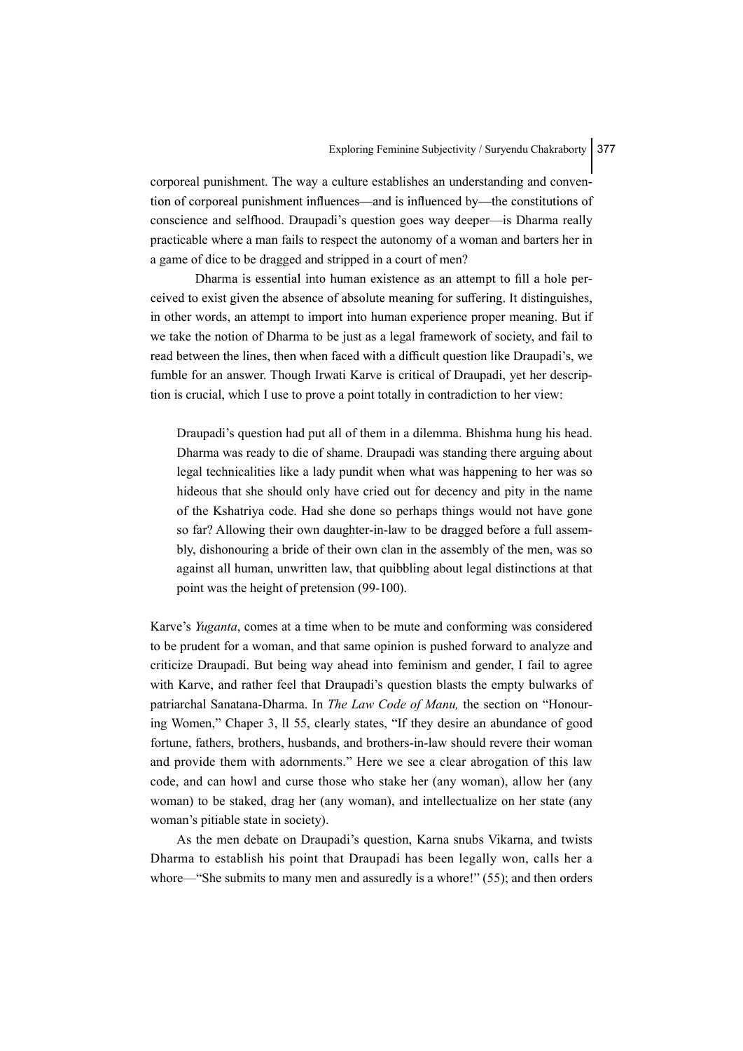corporeal punishment. The way a culture establishes an understanding and convention of corporeal punishment influences—and is influenced by—the constitutions of conscience and selfhood. Draupadi's question goes way deeper—is Dharma really practicable where a man fails to respect the autonomy of a woman and barters her in a game of dice to be dragged and stripped in a court of men?

Dharma is essential into human existence as an attempt to fill a hole perceived to exist given the absence of absolute meaning for suffering. It distinguishes, in other words, an attempt to import into human experience proper meaning. But if we take the notion of Dharma to be just as a legal framework of society, and fail to read between the lines, then when faced with a difficult question like Draupadi's, we fumble for an answer. Though Irwati Karve is critical of Draupadi, yet her description is crucial, which I use to prove a point totally in contradiction to her view:

> Draupadi's question had put all of them in a dilemma. Bhishma hung his head. Dharma was ready to die of shame. Draupadi was standing there arguing about legal technicalities like a lady pundit when what was happening to her was so hideous that she should only have cried out for decency and pity in the name of the Kshatriya code. Had she done so perhaps things would not have gone so far? Allowing their own daughter-in-law to be dragged before a full assembly, dishonouring a bride of their own clan in the assembly of the men, was so against all human, unwritten law, that quibbling about legal distinctions at that point was the height of pretension (99-100).

Karve's *Yuganta*, comes at a time when to be mute and conforming was considered to be prudent for a woman, and that same opinion is pushed forward to analyze and criticize Draupadi. But being way ahead into feminism and gender, I fail to agree with Karve, and rather feel that Draupadi's question blasts the empty bulwarks of patriarchal Sanatana-Dharma. In *The Law Code of Manu,* the section on "Honouring Women," Chaper 3, ll 55, clearly states, "If they desire an abundance of good fortune, fathers, brothers, husbands, and brothers-in-law should revere their woman and provide them with adornments." Here we see a clear abrogation of this law code, and can howl and curse those who stake her (any woman), allow her (any woman) to be staked, drag her (any woman), and intellectualize on her state (any woman's pitiable state in society).

As the men debate on Draupadi's question, Karna snubs Vikarna, and twists Dharma to establish his point that Draupadi has been legally won, calls her a whore—"She submits to many men and assuredly is a whore!" (55); and then orders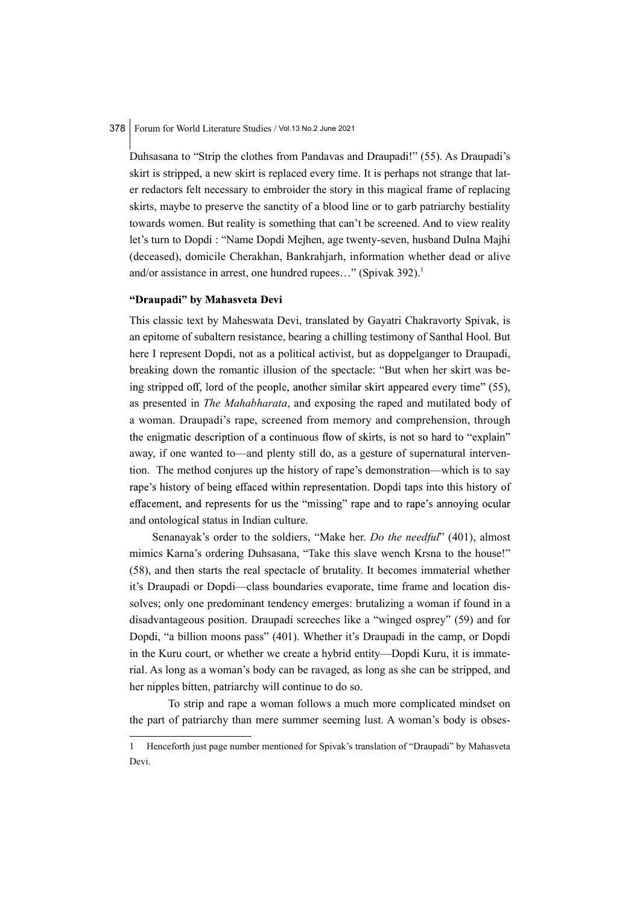Duhsasana to "Strip the clothes from Pandavas and Draupadi!" (55). As Draupadi's skirt is stripped, a new skirt is replaced every time. It is perhaps not strange that later redactors felt necessary to embroider the story in this magical frame of replacing skirts, maybe to preserve the sanctity of a blood line or to garb patriarchy bestiality towards women. But reality is something that can't be screened. And to view reality let's turn to Dopdi : "Name Dopdi Mejhen, age twenty-seven, husband Dulna Majhi (deceased), domicile Cherakhan, Bankrahjarh, information whether dead or alive and/or assistance in arrest, one hundred rupees…" (Spivak 392).[1]

### "Draupadi" by Mahasveta Devi

This classic text by Maheswata Devi, translated by Gayatri Chakravorty Spivak, is an epitome of subaltern resistance, bearing a chilling testimony of Santhal Hool. But here I represent Dopdi, not as a political activist, but as doppelganger to Draupadi, breaking down the romantic illusion of the spectacle: "But when her skirt was being stripped off, lord of the people, another similar skirt appeared every time" (55), as presented in *The Mahabharata*, and exposing the raped and mutilated body of a woman. Draupadi's rape, screened from memory and comprehension, through the enigmatic description of a continuous flow of skirts, is not so hard to "explain" away, if one wanted to—and plenty still do, as a gesture of supernatural intervention. The method conjures up the history of rape's demonstration—which is to say rape's history of being effaced within representation. Dopdi taps into this history of effacement, and represents for us the "missing" rape and to rape's annoying ocular and ontological status in Indian culture.

Senanayak's order to the soldiers, "Make her. *Do the needful*" (401), almost mimics Karna's ordering Duhsasana, "Take this slave wench Krsna to the house!" (58), and then starts the real spectacle of brutality. It becomes immaterial whether it's Draupadi or Dopdi—class boundaries evaporate, time frame and location dissolves; only one predominant tendency emerges: brutalizing a woman if found in a disadvantageous position. Draupadi screeches like a "winged osprey" (59) and for Dopdi, "a billion moons pass" (401). Whether it's Draupadi in the camp, or Dopdi in the Kuru court, or whether we create a hybrid entity—Dopdi Kuru, it is immaterial. As long as a woman's body can be ravaged, as long as she can be stripped, and her nipples bitten, patriarchy will continue to do so.

To strip and rape a woman follows a much more complicated mindset on the part of patriarchy than mere summer seeming lust. A woman's body is obses-

---

1 Henceforth just page number mentioned for Spivak's translation of "Draupadi" by Mahasveta Devi.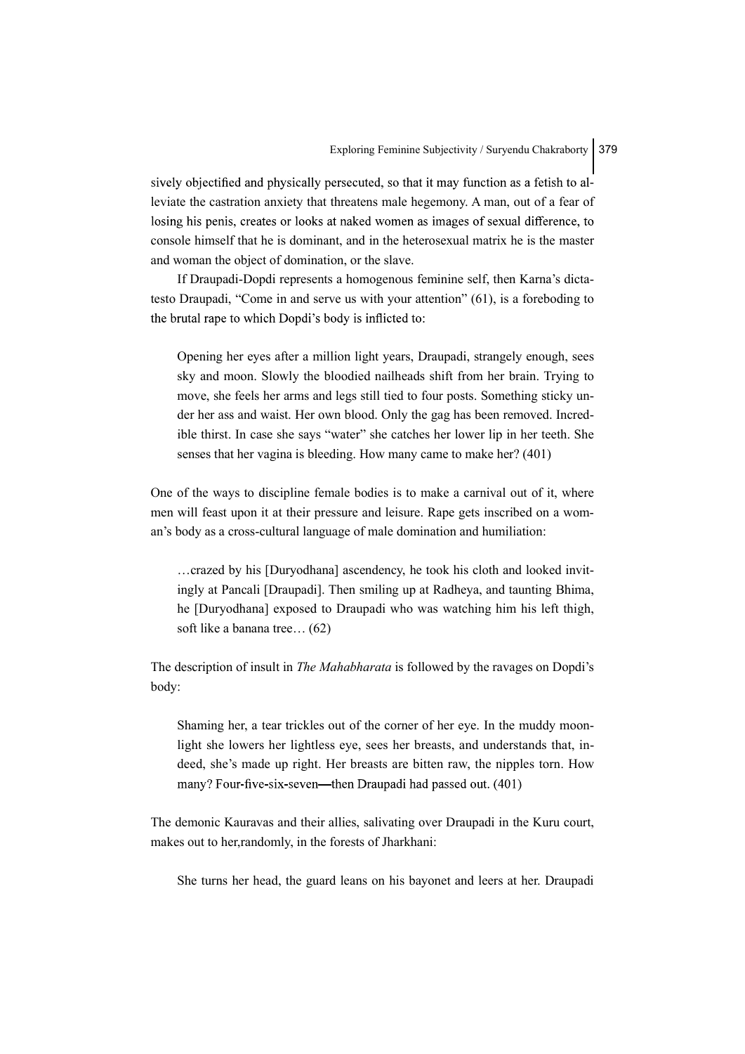sively objectified and physically persecuted, so that it may function as a fetish to alleviate the castration anxiety that threatens male hegemony. A man, out of a fear of losing his penis, creates or looks at naked women as images of sexual difference, to console himself that he is dominant, and in the heterosexual matrix he is the master and woman the object of domination, or the slave.

If Draupadi-Dopdi represents a homogenous feminine self, then Karna's dictatesto Draupadi, "Come in and serve us with your attention" (61), is a foreboding to the brutal rape to which Dopdi's body is inflicted to:

> Opening her eyes after a million light years, Draupadi, strangely enough, sees sky and moon. Slowly the bloodied nailheads shift from her brain. Trying to move, she feels her arms and legs still tied to four posts. Something sticky under her ass and waist. Her own blood. Only the gag has been removed. Incredible thirst. In case she says "water" she catches her lower lip in her teeth. She senses that her vagina is bleeding. How many came to make her? (401)

One of the ways to discipline female bodies is to make a carnival out of it, where men will feast upon it at their pressure and leisure. Rape gets inscribed on a woman's body as a cross-cultural language of male domination and humiliation:

> …crazed by his [Duryodhana] ascendency, he took his cloth and looked invitingly at Pancali [Draupadi]. Then smiling up at Radheya, and taunting Bhima, he [Duryodhana] exposed to Draupadi who was watching him his left thigh, soft like a banana tree… (62)

The description of insult in *The Mahabharata* is followed by the ravages on Dopdi's body:

> Shaming her, a tear trickles out of the corner of her eye. In the muddy moonlight she lowers her lightless eye, sees her breasts, and understands that, indeed, she's made up right. Her breasts are bitten raw, the nipples torn. How many? Four-five-six-seven—then Draupadi had passed out. (401)

The demonic Kauravas and their allies, salivating over Draupadi in the Kuru court, makes out to her,randomly, in the forests of Jharkhani:

> She turns her head, the guard leans on his bayonet and leers at her. Draupadi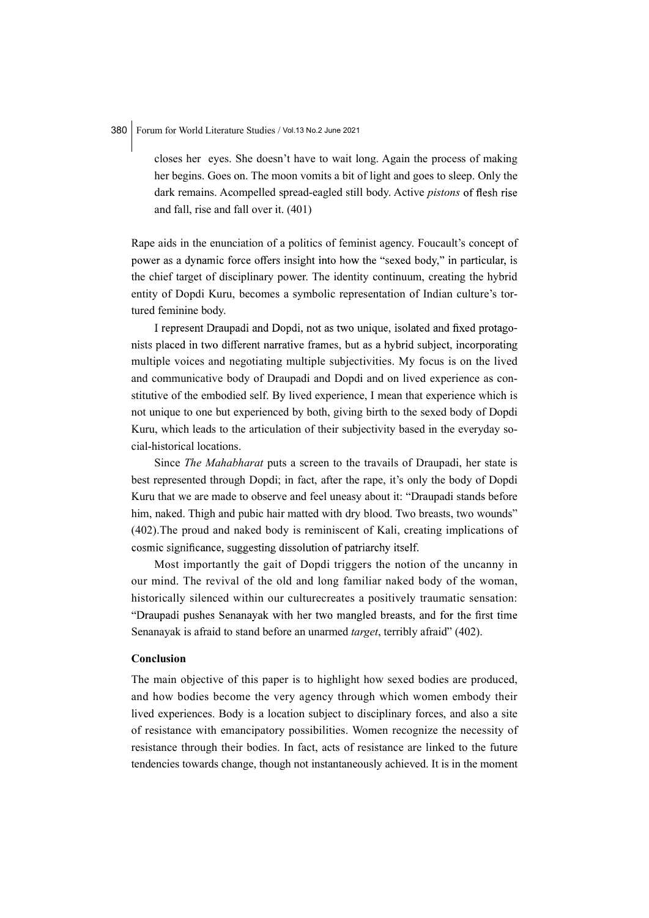> closes her eyes. She doesn't have to wait long. Again the process of making her begins. Goes on. The moon vomits a bit of light and goes to sleep. Only the dark remains. Acompelled spread-eagled still body. Active *pistons* of flesh rise and fall, rise and fall over it. (401)

Rape aids in the enunciation of a politics of feminist agency. Foucault's concept of power as a dynamic force offers insight into how the "sexed body," in particular, is the chief target of disciplinary power. The identity continuum, creating the hybrid entity of Dopdi Kuru, becomes a symbolic representation of Indian culture's tortured feminine body.

I represent Draupadi and Dopdi, not as two unique, isolated and fixed protagonists placed in two different narrative frames, but as a hybrid subject, incorporating multiple voices and negotiating multiple subjectivities. My focus is on the lived and communicative body of Draupadi and Dopdi and on lived experience as constitutive of the embodied self. By lived experience, I mean that experience which is not unique to one but experienced by both, giving birth to the sexed body of Dopdi Kuru, which leads to the articulation of their subjectivity based in the everyday social-historical locations.

Since *The Mahabharat* puts a screen to the travails of Draupadi, her state is best represented through Dopdi; in fact, after the rape, it's only the body of Dopdi Kuru that we are made to observe and feel uneasy about it: "Draupadi stands before him, naked. Thigh and pubic hair matted with dry blood. Two breasts, two wounds" (402).The proud and naked body is reminiscent of Kali, creating implications of cosmic significance, suggesting dissolution of patriarchy itself.

Most importantly the gait of Dopdi triggers the notion of the uncanny in our mind. The revival of the old and long familiar naked body of the woman, historically silenced within our culturecreates a positively traumatic sensation: "Draupadi pushes Senanayak with her two mangled breasts, and for the first time Senanayak is afraid to stand before an unarmed *target*, terribly afraid" (402).

## Conclusion

The main objective of this paper is to highlight how sexed bodies are produced, and how bodies become the very agency through which women embody their lived experiences. Body is a location subject to disciplinary forces, and also a site of resistance with emancipatory possibilities. Women recognize the necessity of resistance through their bodies. In fact, acts of resistance are linked to the future tendencies towards change, though not instantaneously achieved. It is in the moment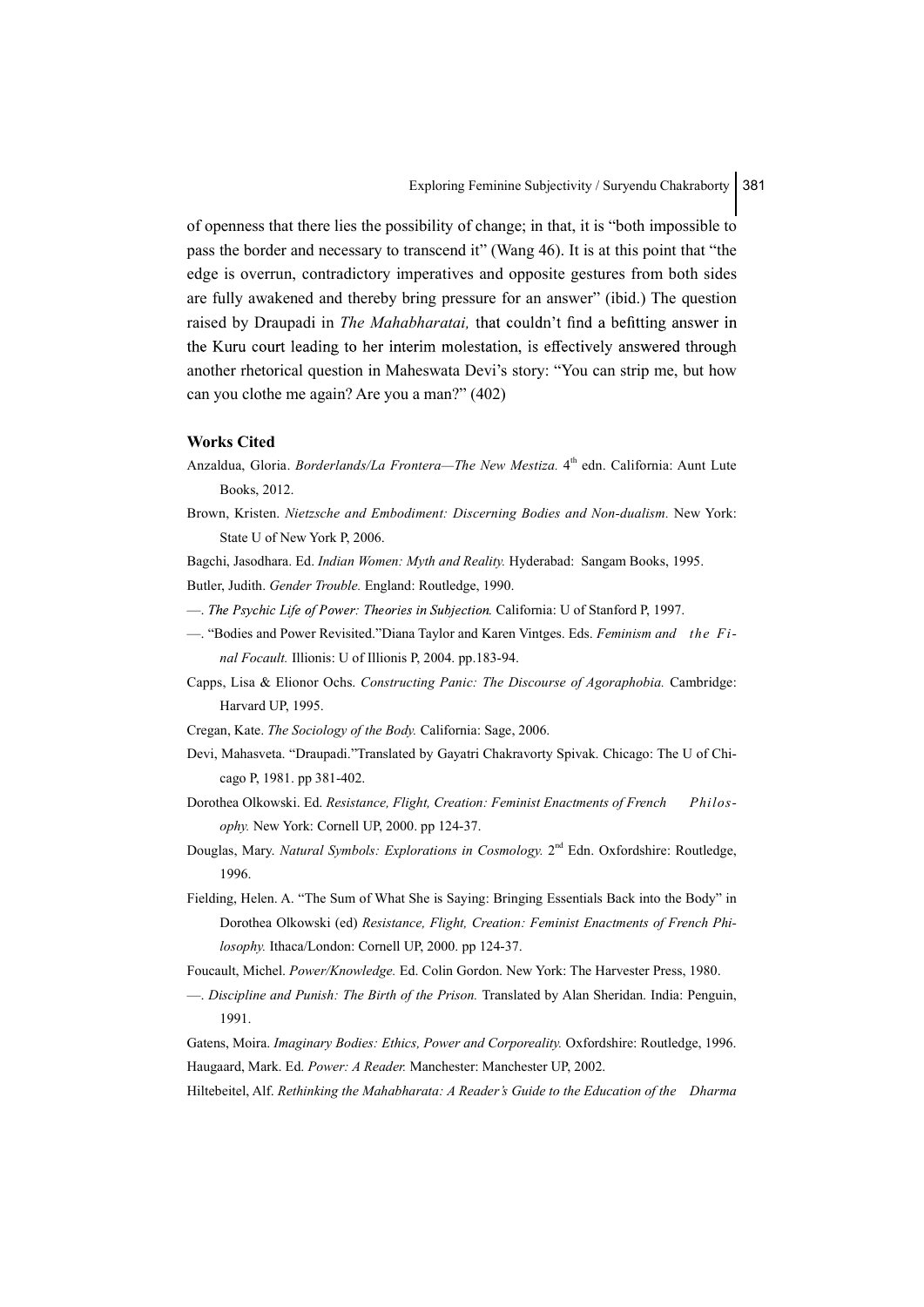of openness that there lies the possibility of change; in that, it is "both impossible to pass the border and necessary to transcend it" (Wang 46). It is at this point that "the edge is overrun, contradictory imperatives and opposite gestures from both sides are fully awakened and thereby bring pressure for an answer" (ibid.) The question raised by Draupadi in *The Mahabharatai,* that couldn't find a befitting answer in the Kuru court leading to her interim molestation, is effectively answered through another rhetorical question in Maheswata Devi's story: "You can strip me, but how can you clothe me again? Are you a man?" (402)

### Works Cited

Anzaldua, Gloria. *Borderlands/La Frontera—The New Mestiza.* 4th edn. California: Aunt Lute Books, 2012.

Brown, Kristen. *Nietzsche and Embodiment: Discerning Bodies and Non-dualism.* New York: State U of New York P, 2006.

Bagchi, Jasodhara. Ed. *Indian Women: Myth and Reality.* Hyderabad: Sangam Books, 1995.

Butler, Judith. *Gender Trouble.* England: Routledge, 1990.

—. *The Psychic Life of Power: Theories in Subjection.* California: U of Stanford P, 1997.

—. "Bodies and Power Revisited."Diana Taylor and Karen Vintges. Eds. *Feminism and the Final Focault.* Illionis: U of Illionis P, 2004. pp.183-94.

Capps, Lisa & Elionor Ochs. *Constructing Panic: The Discourse of Agoraphobia.* Cambridge: Harvard UP, 1995.

Cregan, Kate. *The Sociology of the Body.* California: Sage, 2006.

Devi, Mahasveta. "Draupadi."Translated by Gayatri Chakravorty Spivak. Chicago: The U of Chicago P, 1981. pp 381-402.

Dorothea Olkowski. Ed. *Resistance, Flight, Creation: Feminist Enactments of French Philosophy.* New York: Cornell UP, 2000. pp 124-37.

Douglas, Mary. *Natural Symbols: Explorations in Cosmology.* 2nd Edn. Oxfordshire: Routledge, 1996.

Fielding, Helen. A. "The Sum of What She is Saying: Bringing Essentials Back into the Body" in Dorothea Olkowski (ed) *Resistance, Flight, Creation: Feminist Enactments of French Philosophy.* Ithaca/London: Cornell UP, 2000. pp 124-37.

Foucault, Michel. *Power/Knowledge.* Ed. Colin Gordon. New York: The Harvester Press, 1980.

—. *Discipline and Punish: The Birth of the Prison.* Translated by Alan Sheridan. India: Penguin, 1991.

Gatens, Moira. *Imaginary Bodies: Ethics, Power and Corporeality.* Oxfordshire: Routledge, 1996.

Haugaard, Mark. Ed. *Power: A Reader.* Manchester: Manchester UP, 2002.

Hiltebeitel, Alf. *Rethinking the Mahabharata: A Reader's Guide to the Education of the Dharma*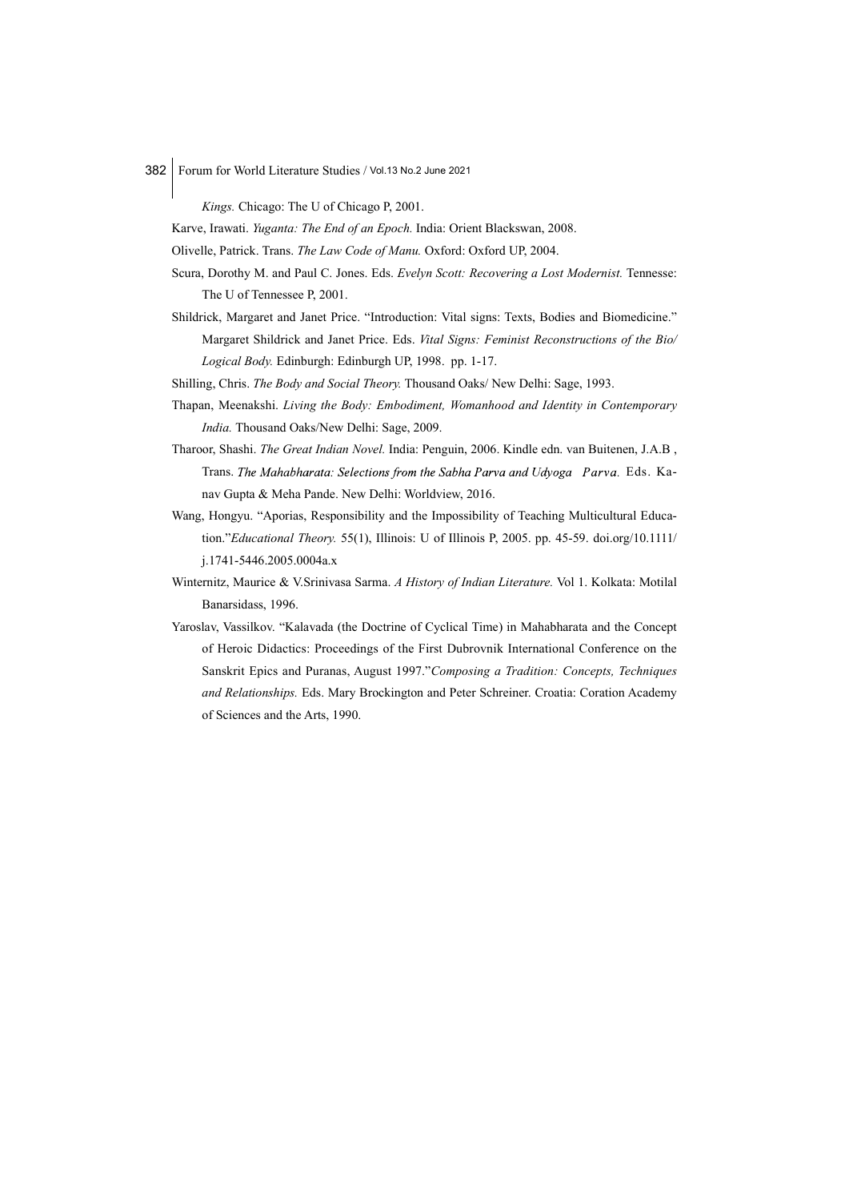*Kings.* Chicago: The U of Chicago P, 2001.

Karve, Irawati. *Yuganta: The End of an Epoch.* India: Orient Blackswan, 2008.

Olivelle, Patrick. Trans. *The Law Code of Manu.* Oxford: Oxford UP, 2004.

Scura, Dorothy M. and Paul C. Jones. Eds. *Evelyn Scott: Recovering a Lost Modernist.* Tennesse: The U of Tennessee P, 2001.

Shildrick, Margaret and Janet Price. "Introduction: Vital signs: Texts, Bodies and Biomedicine." Margaret Shildrick and Janet Price. Eds. *Vital Signs: Feminist Reconstructions of the Bio/Logical Body.* Edinburgh: Edinburgh UP, 1998. pp. 1-17.

Shilling, Chris. *The Body and Social Theory.* Thousand Oaks/ New Delhi: Sage, 1993.

Thapan, Meenakshi. *Living the Body: Embodiment, Womanhood and Identity in Contemporary India.* Thousand Oaks/New Delhi: Sage, 2009.

Tharoor, Shashi. *The Great Indian Novel.* India: Penguin, 2006. Kindle edn. van Buitenen, J.A.B , Trans. *The Mahabharata: Selections from the Sabha Parva and Udyoga Parva.* Eds. Kanav Gupta & Meha Pande. New Delhi: Worldview, 2016.

Wang, Hongyu. "Aporias, Responsibility and the Impossibility of Teaching Multicultural Education."*Educational Theory.* 55(1), Illinois: U of Illinois P, 2005. pp. 45-59. doi.org/10.1111/j.1741-5446.2005.0004a.x

Winternitz, Maurice & V.Srinivasa Sarma. *A History of Indian Literature.* Vol 1. Kolkata: Motilal Banarsidass, 1996.

Yaroslav, Vassilkov. "Kalavada (the Doctrine of Cyclical Time) in Mahabharata and the Concept of Heroic Didactics: Proceedings of the First Dubrovnik International Conference on the Sanskrit Epics and Puranas, August 1997."*Composing a Tradition: Concepts, Techniques and Relationships.* Eds. Mary Brockington and Peter Schreiner. Croatia: Coration Academy of Sciences and the Arts, 1990.